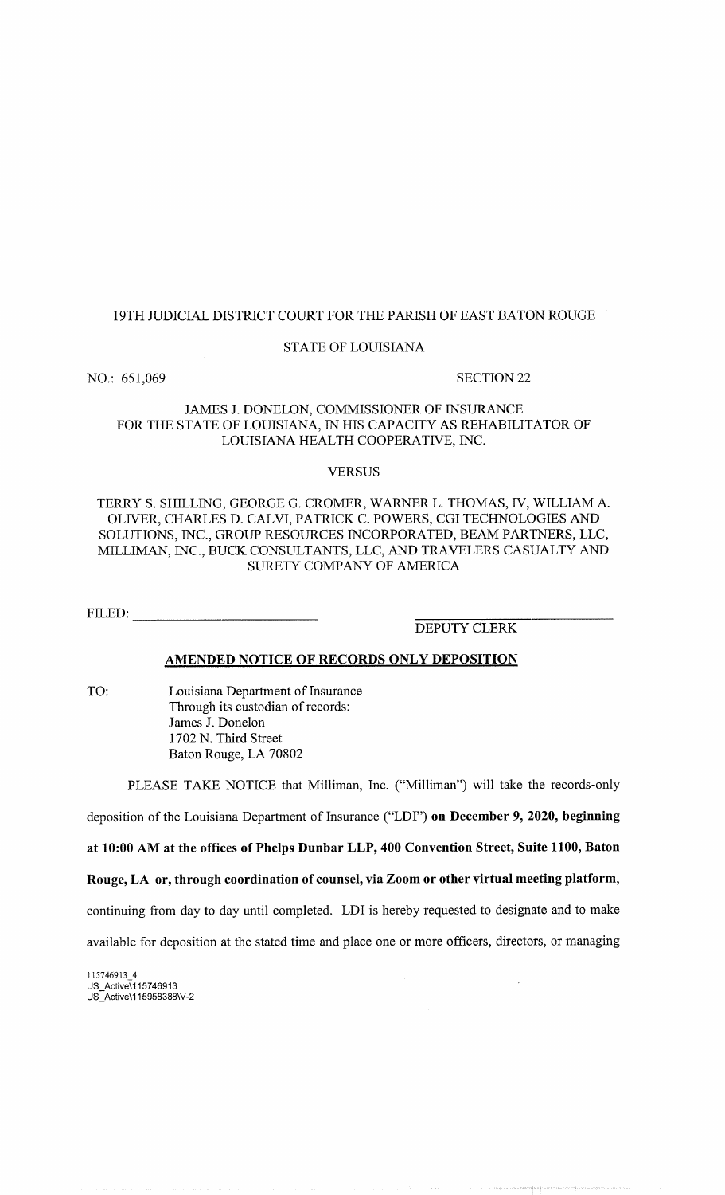19TH JUDICIAL DISTRICT COURT FOR THE PARISH OF EAST BATON ROUGE

STATE OF LOUISIANA

NO.: 651,069 SECTION 22

JAMES J. DONELON, COMMISSIONER OF INSURANCE FOR THE STATE OF LOUISIANA, IN HIS CAPACITY AS REHABILITATOR OF LOUISIANA HEALTH COOPERATIVE, INC.

VERSUS

TERRY S. SHILLING, GEORGE G. CROMER, WARNER L. THOMAS, IV, WILLIAM A. OLIVER, CHARLES D. CALVI, PATRICK C. POWERS, CGI TECHNOLOGIES AND SOLUTIONS, INC., GROUP RESOURCES INCORPORATED, BEAM PARTNERS, LLC, MILLIMAN, INC., BUCK CONSULTANTS, LLC, AND TRAVELERS CASUALTY AND SURETY COMPANY OF AMERICA

FILED: ______________________ ______________________
DEPUTY CLERK

**AMENDED NOTICE OF RECORDS ONLY DEPOSITION**

TO: Louisiana Department of Insurance
Through its custodian of records:
James J. Donelon
1702 N. Third Street
Baton Rouge, LA 70802

PLEASE TAKE NOTICE that Milliman, Inc. ("Milliman") will take the records-only deposition of the Louisiana Department of Insurance ("LDI") **on December 9, 2020, beginning at 10:00 AM at the offices of Phelps Dunbar LLP, 400 Convention Street, Suite 1100, Baton Rouge, LA or, through coordination of counsel, via Zoom or other virtual meeting platform,** continuing from day to day until completed. LDI is hereby requested to designate and to make available for deposition at the stated time and place one or more officers, directors, or managing

115746913_4
US_Active\115746913
US_Active\115958388\V-2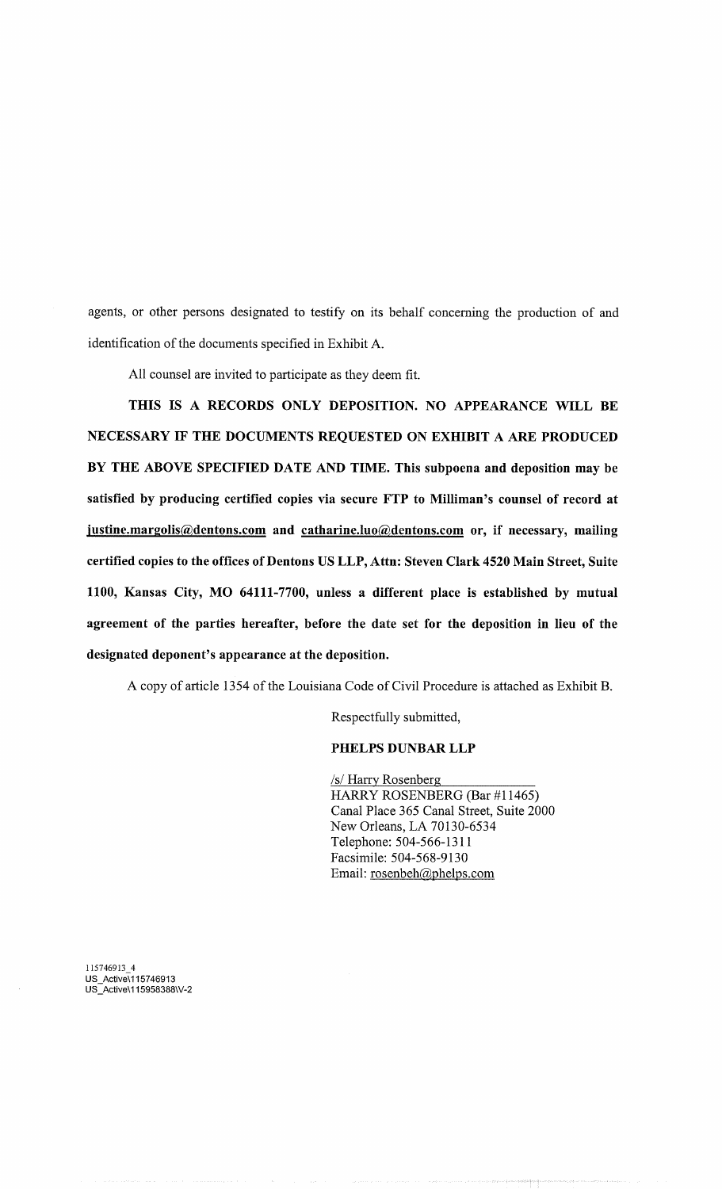agents, or other persons designated to testify on its behalf concerning the production of and identification of the documents specified in Exhibit A.

All counsel are invited to participate as they deem fit.

**THIS IS A RECORDS ONLY DEPOSITION. NO APPEARANCE WILL BE NECESSARY IF THE DOCUMENTS REQUESTED ON EXHIBIT A ARE PRODUCED BY THE ABOVE SPECIFIED DATE AND TIME. This subpoena and deposition may be satisfied by producing certified copies via secure FTP to Milliman's counsel of record at justine.margolis@dentons.com and catharine.luo@dentons.com or, if necessary, mailing certified copies to the offices of Dentons US LLP, Attn: Steven Clark 4520 Main Street, Suite 1100, Kansas City, MO 64111-7700, unless a different place is established by mutual agreement of the parties hereafter, before the date set for the deposition in lieu of the designated deponent's appearance at the deposition.**

A copy of article 1354 of the Louisiana Code of Civil Procedure is attached as Exhibit B.

Respectfully submitted,

**PHELPS DUNBAR LLP**

/s/ Harry Rosenberg
HARRY ROSENBERG (Bar #11465)
Canal Place 365 Canal Street, Suite 2000
New Orleans, LA 70130-6534
Telephone: 504-566-1311
Facsimile: 504-568-9130
Email: rosenbeh@phelps.com

115746913_4
US_Active\115746913
US_Active\115958388\V-2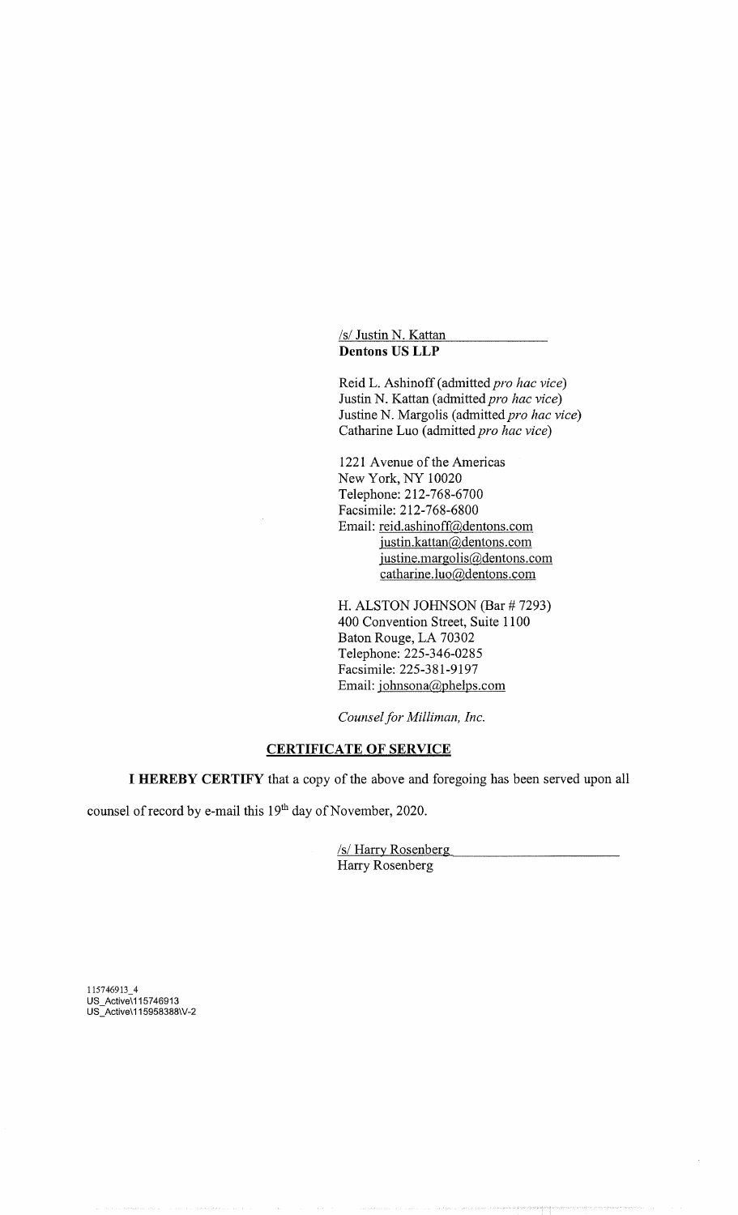/s/ Justin N. Kattan
**Dentons US LLP**

Reid L. Ashinoff (admitted *pro hac vice*)
Justin N. Kattan (admitted *pro hac vice*)
Justine N. Margolis (admitted *pro hac vice*)
Catharine Luo (admitted *pro hac vice*)

1221 Avenue of the Americas
New York, NY 10020
Telephone: 212-768-6700
Facsimile: 212-768-6800
Email: reid.ashinoff@dentons.com
justin.kattan@dentons.com
justine.margolis@dentons.com
catharine.luo@dentons.com

H. ALSTON JOHNSON (Bar # 7293)
400 Convention Street, Suite 1100
Baton Rouge, LA 70302
Telephone: 225-346-0285
Facsimile: 225-381-9197
Email: johnsona@phelps.com

*Counsel for Milliman, Inc.*

## CERTIFICATE OF SERVICE

**I HEREBY CERTIFY** that a copy of the above and foregoing has been served upon all counsel of record by e-mail this 19th day of November, 2020.

/s/ Harry Rosenberg
Harry Rosenberg

115746913_4
US_Active\115746913
US_Active\115958388\V-2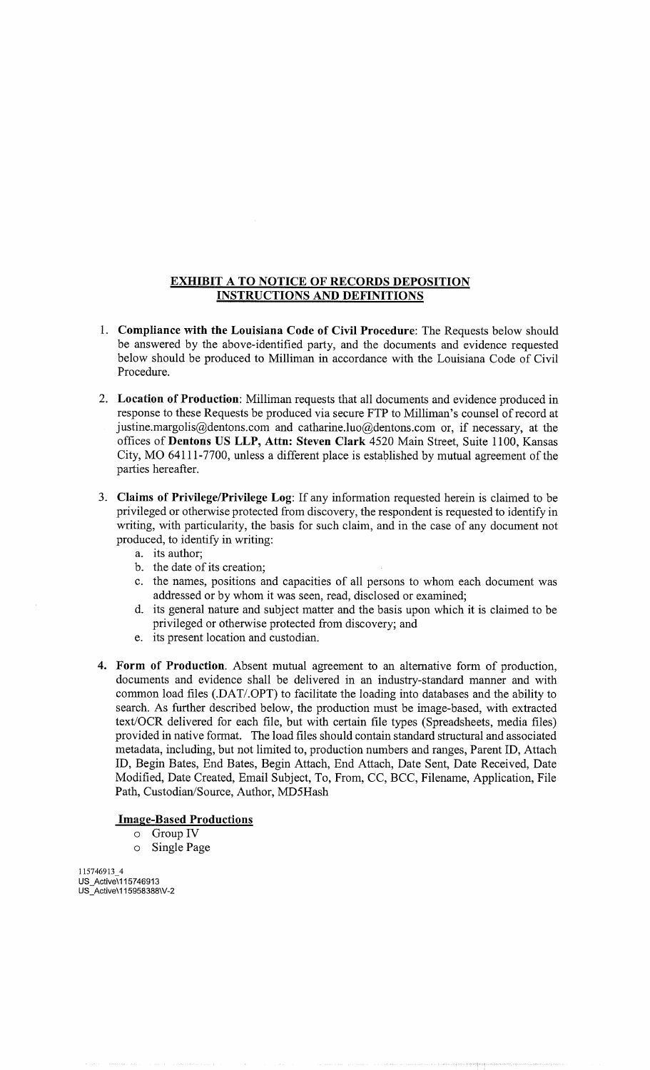**EXHIBIT A TO NOTICE OF RECORDS DEPOSITION**
**INSTRUCTIONS AND DEFINITIONS**

1. **Compliance with the Louisiana Code of Civil Procedure**: The Requests below should be answered by the above-identified party, and the documents and evidence requested below should be produced to Milliman in accordance with the Louisiana Code of Civil Procedure.

2. **Location of Production**: Milliman requests that all documents and evidence produced in response to these Requests be produced via secure FTP to Milliman's counsel of record at justine.margolis@dentons.com and catharine.luo@dentons.com or, if necessary, at the offices of **Dentons US LLP, Attn: Steven Clark** 4520 Main Street, Suite 1100, Kansas City, MO 64111-7700, unless a different place is established by mutual agreement of the parties hereafter.

3. **Claims of Privilege/Privilege Log**: If any information requested herein is claimed to be privileged or otherwise protected from discovery, the respondent is requested to identify in writing, with particularity, the basis for such claim, and in the case of any document not produced, to identify in writing:
   a. its author;
   b. the date of its creation;
   c. the names, positions and capacities of all persons to whom each document was addressed or by whom it was seen, read, disclosed or examined;
   d. its general nature and subject matter and the basis upon which it is claimed to be privileged or otherwise protected from discovery; and
   e. its present location and custodian.

4. **Form of Production**. Absent mutual agreement to an alternative form of production, documents and evidence shall be delivered in an industry-standard manner and with common load files (.DAT/.OPT) to facilitate the loading into databases and the ability to search. As further described below, the production must be image-based, with extracted text/OCR delivered for each file, but with certain file types (Spreadsheets, media files) provided in native format. The load files should contain standard structural and associated metadata, including, but not limited to, production numbers and ranges, Parent ID, Attach ID, Begin Bates, End Bates, Begin Attach, End Attach, Date Sent, Date Received, Date Modified, Date Created, Email Subject, To, From, CC, BCC, Filename, Application, File Path, Custodian/Source, Author, MD5Hash

   **Image-Based Productions**
   - Group IV
   - Single Page

115746913_4
US_Active\115746913
US_Active\115958388\V-2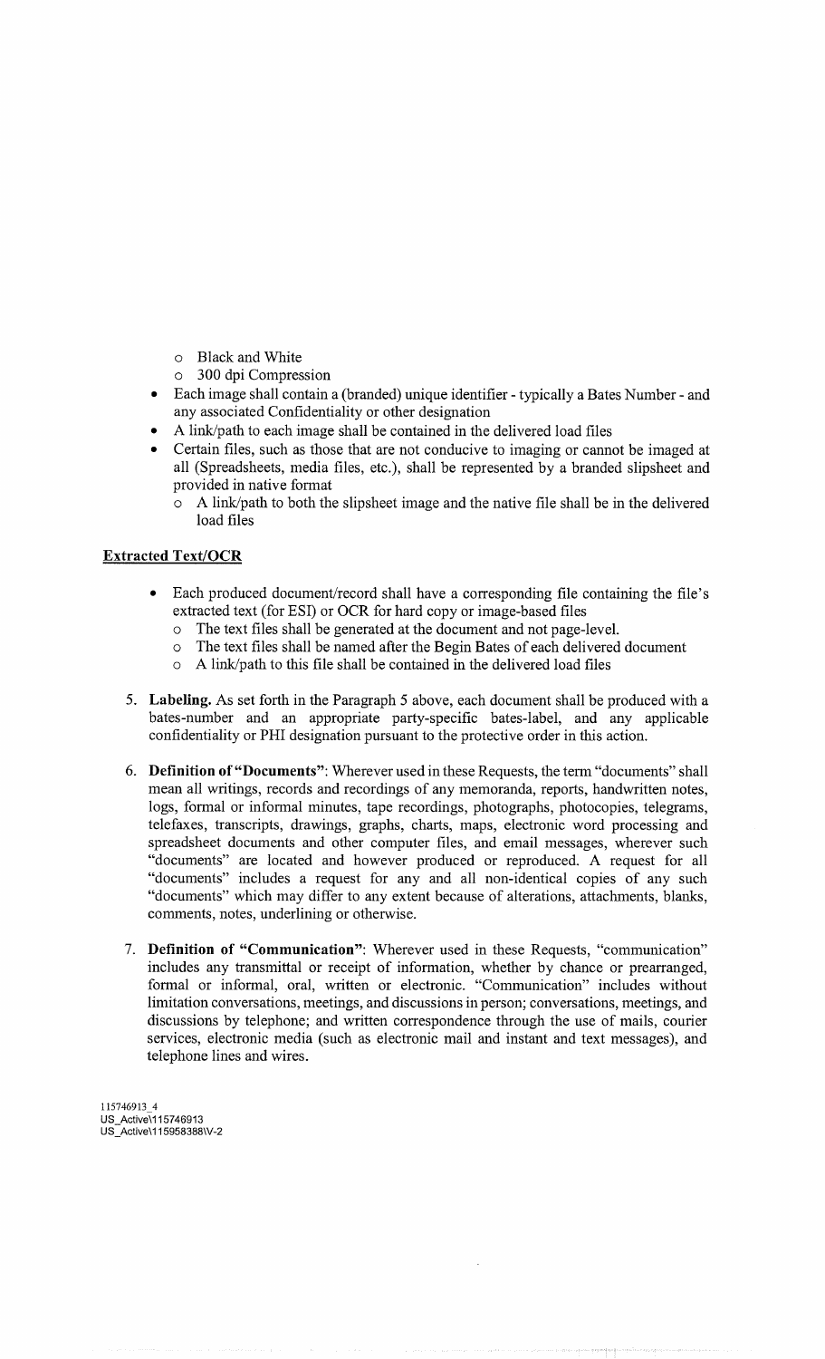- Black and White
  - 300 dpi Compression
- Each image shall contain a (branded) unique identifier - typically a Bates Number - and any associated Confidentiality or other designation
- A link/path to each image shall be contained in the delivered load files
- Certain files, such as those that are not conducive to imaging or cannot be imaged at all (Spreadsheets, media files, etc.), shall be represented by a branded slipsheet and provided in native format
  - A link/path to both the slipsheet image and the native file shall be in the delivered load files

**Extracted Text/OCR**

- Each produced document/record shall have a corresponding file containing the file's extracted text (for ESI) or OCR for hard copy or image-based files
  - The text files shall be generated at the document and not page-level.
  - The text files shall be named after the Begin Bates of each delivered document
  - A link/path to this file shall be contained in the delivered load files

5. **Labeling.** As set forth in the Paragraph 5 above, each document shall be produced with a bates-number and an appropriate party-specific bates-label, and any applicable confidentiality or PHI designation pursuant to the protective order in this action.

6. **Definition of "Documents"**: Wherever used in these Requests, the term "documents" shall mean all writings, records and recordings of any memoranda, reports, handwritten notes, logs, formal or informal minutes, tape recordings, photographs, photocopies, telegrams, telefaxes, transcripts, drawings, graphs, charts, maps, electronic word processing and spreadsheet documents and other computer files, and email messages, wherever such "documents" are located and however produced or reproduced. A request for all "documents" includes a request for any and all non-identical copies of any such "documents" which may differ to any extent because of alterations, attachments, blanks, comments, notes, underlining or otherwise.

7. **Definition of "Communication"**: Wherever used in these Requests, "communication" includes any transmittal or receipt of information, whether by chance or prearranged, formal or informal, oral, written or electronic. "Communication" includes without limitation conversations, meetings, and discussions in person; conversations, meetings, and discussions by telephone; and written correspondence through the use of mails, courier services, electronic media (such as electronic mail and instant and text messages), and telephone lines and wires.

115746913_4
US_Active\115746913
US_Active\115958388\V-2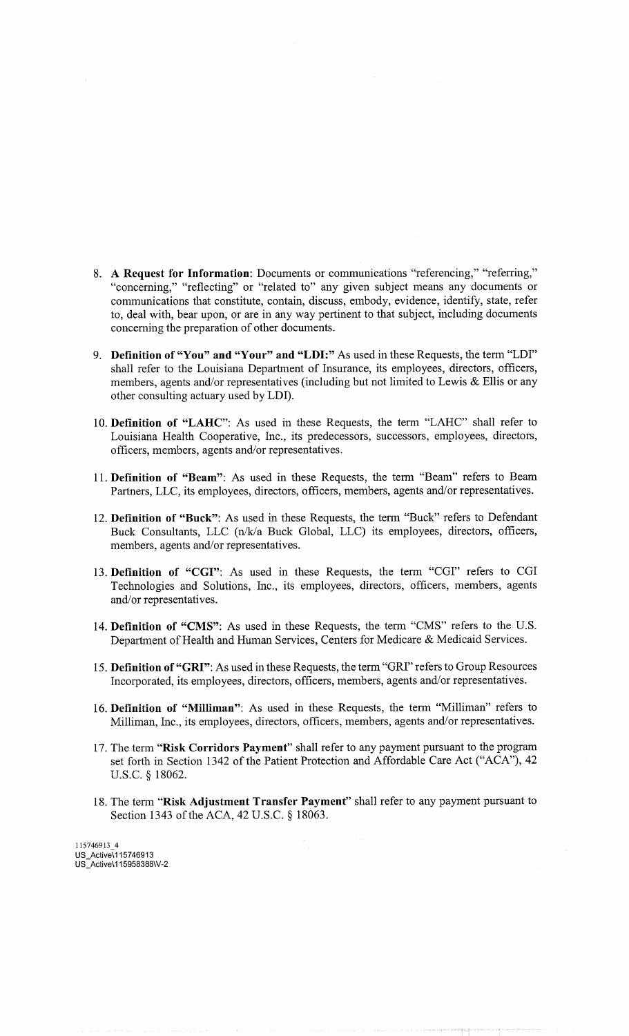8. **A Request for Information**: Documents or communications "referencing," "referring," "concerning," "reflecting" or "related to" any given subject means any documents or communications that constitute, contain, discuss, embody, evidence, identify, state, refer to, deal with, bear upon, or are in any way pertinent to that subject, including documents concerning the preparation of other documents.

9. **Definition of "You" and "Your" and "LDI:"** As used in these Requests, the term "LDI" shall refer to the Louisiana Department of Insurance, its employees, directors, officers, members, agents and/or representatives (including but not limited to Lewis & Ellis or any other consulting actuary used by LDI).

10. **Definition of "LAHC"**: As used in these Requests, the term "LAHC" shall refer to Louisiana Health Cooperative, Inc., its predecessors, successors, employees, directors, officers, members, agents and/or representatives.

11. **Definition of "Beam"**: As used in these Requests, the term "Beam" refers to Beam Partners, LLC, its employees, directors, officers, members, agents and/or representatives.

12. **Definition of "Buck"**: As used in these Requests, the term "Buck" refers to Defendant Buck Consultants, LLC (n/k/a Buck Global, LLC) its employees, directors, officers, members, agents and/or representatives.

13. **Definition of "CGI"**: As used in these Requests, the term "CGI" refers to CGI Technologies and Solutions, Inc., its employees, directors, officers, members, agents and/or representatives.

14. **Definition of "CMS"**: As used in these Requests, the term "CMS" refers to the U.S. Department of Health and Human Services, Centers for Medicare & Medicaid Services.

15. **Definition of "GRI"**: As used in these Requests, the term "GRI" refers to Group Resources Incorporated, its employees, directors, officers, members, agents and/or representatives.

16. **Definition of "Milliman"**: As used in these Requests, the term "Milliman" refers to Milliman, Inc., its employees, directors, officers, members, agents and/or representatives.

17. The term "**Risk Corridors Payment**" shall refer to any payment pursuant to the program set forth in Section 1342 of the Patient Protection and Affordable Care Act ("ACA"), 42 U.S.C. § 18062.

18. The term "**Risk Adjustment Transfer Payment**" shall refer to any payment pursuant to Section 1343 of the ACA, 42 U.S.C. § 18063.

115746913_4
US_Active\115746913
US_Active\115958388\V-2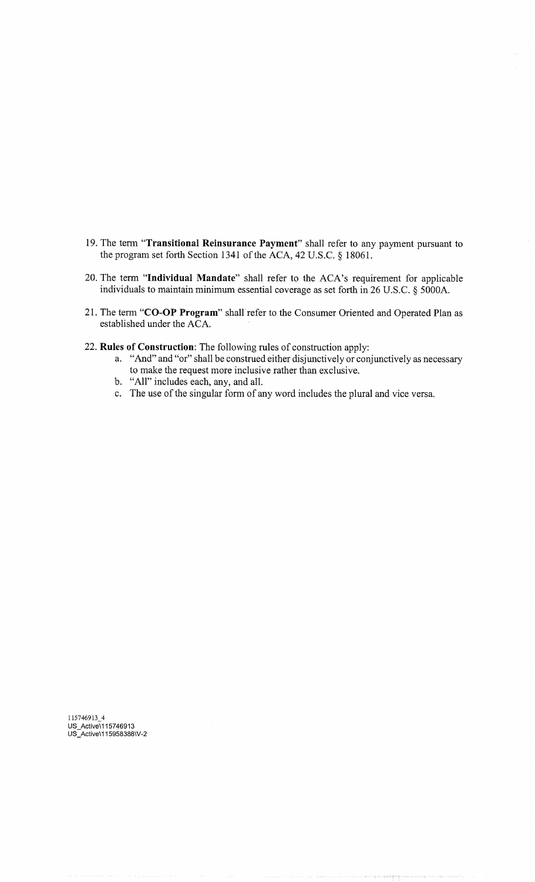19. The term "**Transitional Reinsurance Payment**" shall refer to any payment pursuant to the program set forth Section 1341 of the ACA, 42 U.S.C. § 18061.

20. The term "**Individual Mandate**" shall refer to the ACA's requirement for applicable individuals to maintain minimum essential coverage as set forth in 26 U.S.C. § 5000A.

21. The term "**CO-OP Program**" shall refer to the Consumer Oriented and Operated Plan as established under the ACA.

22. **Rules of Construction**: The following rules of construction apply:
    a. "And" and "or" shall be construed either disjunctively or conjunctively as necessary to make the request more inclusive rather than exclusive.
    b. "All" includes each, any, and all.
    c. The use of the singular form of any word includes the plural and vice versa.

115746913_4
US_Active\115746913
US_Active\115958388\V-2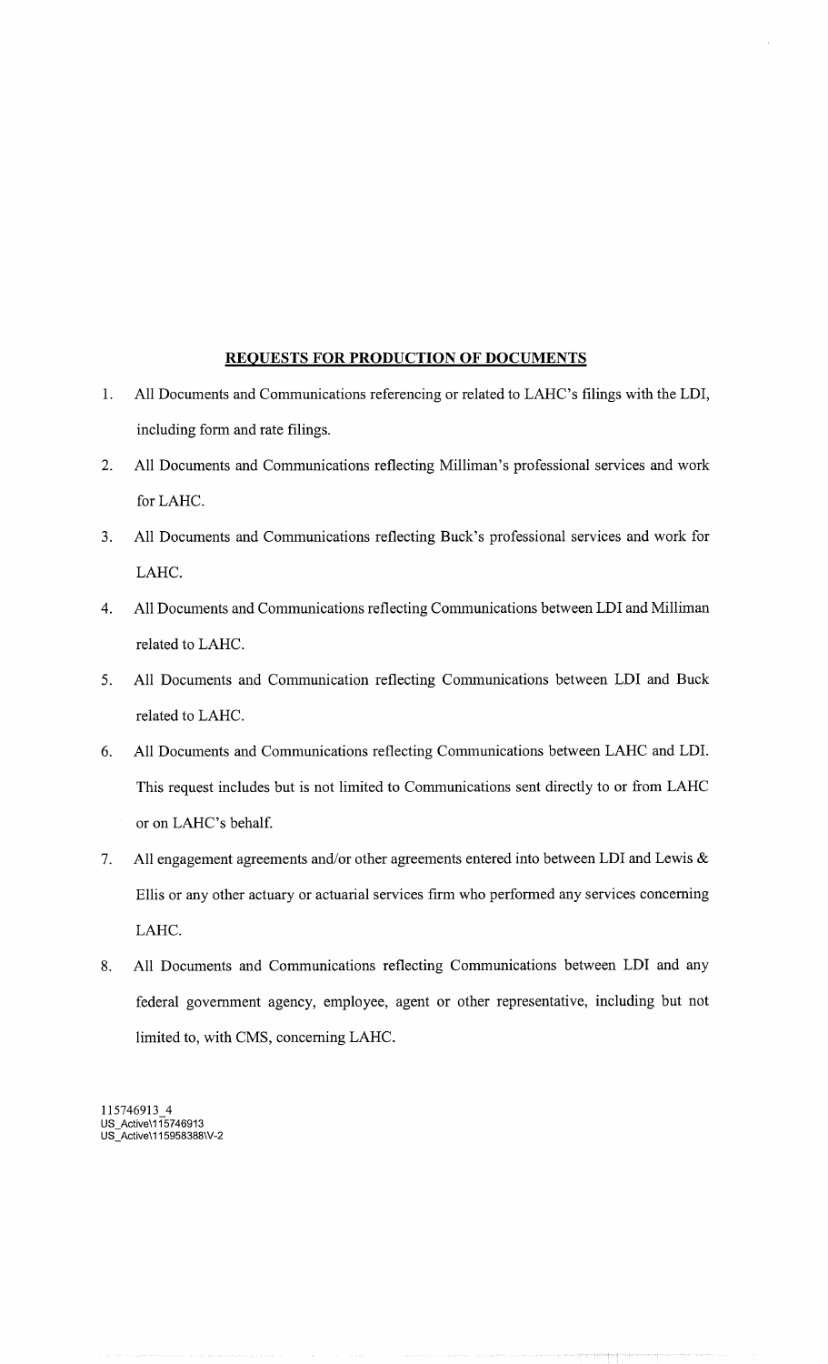## REQUESTS FOR PRODUCTION OF DOCUMENTS

1. All Documents and Communications referencing or related to LAHC's filings with the LDI, including form and rate filings.
2. All Documents and Communications reflecting Milliman's professional services and work for LAHC.
3. All Documents and Communications reflecting Buck's professional services and work for LAHC.
4. All Documents and Communications reflecting Communications between LDI and Milliman related to LAHC.
5. All Documents and Communication reflecting Communications between LDI and Buck related to LAHC.
6. All Documents and Communications reflecting Communications between LAHC and LDI. This request includes but is not limited to Communications sent directly to or from LAHC or on LAHC's behalf.
7. All engagement agreements and/or other agreements entered into between LDI and Lewis & Ellis or any other actuary or actuarial services firm who performed any services concerning LAHC.
8. All Documents and Communications reflecting Communications between LDI and any federal government agency, employee, agent or other representative, including but not limited to, with CMS, concerning LAHC.

115746913_4
US_Active\115746913
US_Active\115958388\V-2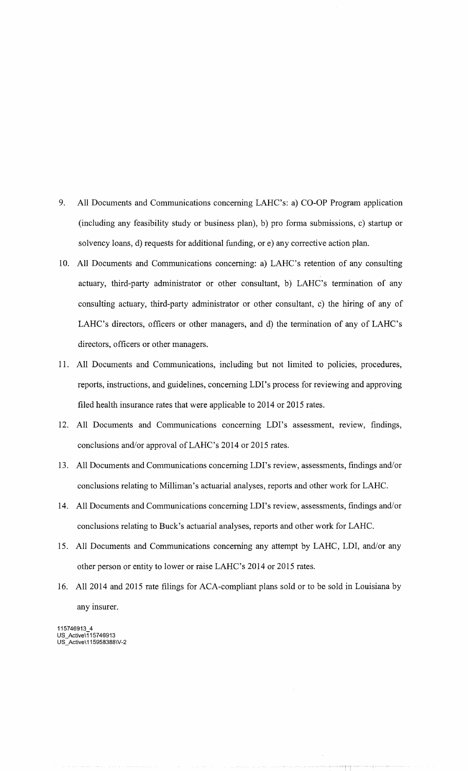9. All Documents and Communications concerning LAHC's: a) CO-OP Program application (including any feasibility study or business plan), b) pro forma submissions, c) startup or solvency loans, d) requests for additional funding, or e) any corrective action plan.

10. All Documents and Communications concerning: a) LAHC's retention of any consulting actuary, third-party administrator or other consultant, b) LAHC's termination of any consulting actuary, third-party administrator or other consultant, c) the hiring of any of LAHC's directors, officers or other managers, and d) the termination of any of LAHC's directors, officers or other managers.

11. All Documents and Communications, including but not limited to policies, procedures, reports, instructions, and guidelines, concerning LDI's process for reviewing and approving filed health insurance rates that were applicable to 2014 or 2015 rates.

12. All Documents and Communications concerning LDI's assessment, review, findings, conclusions and/or approval of LAHC's 2014 or 2015 rates.

13. All Documents and Communications concerning LDI's review, assessments, findings and/or conclusions relating to Milliman's actuarial analyses, reports and other work for LAHC.

14. All Documents and Communications concerning LDI's review, assessments, findings and/or conclusions relating to Buck's actuarial analyses, reports and other work for LAHC.

15. All Documents and Communications concerning any attempt by LAHC, LDI, and/or any other person or entity to lower or raise LAHC's 2014 or 2015 rates.

16. All 2014 and 2015 rate filings for ACA-compliant plans sold or to be sold in Louisiana by any insurer.

115746913_4
US_Active\115746913
US_Active\115958388\V-2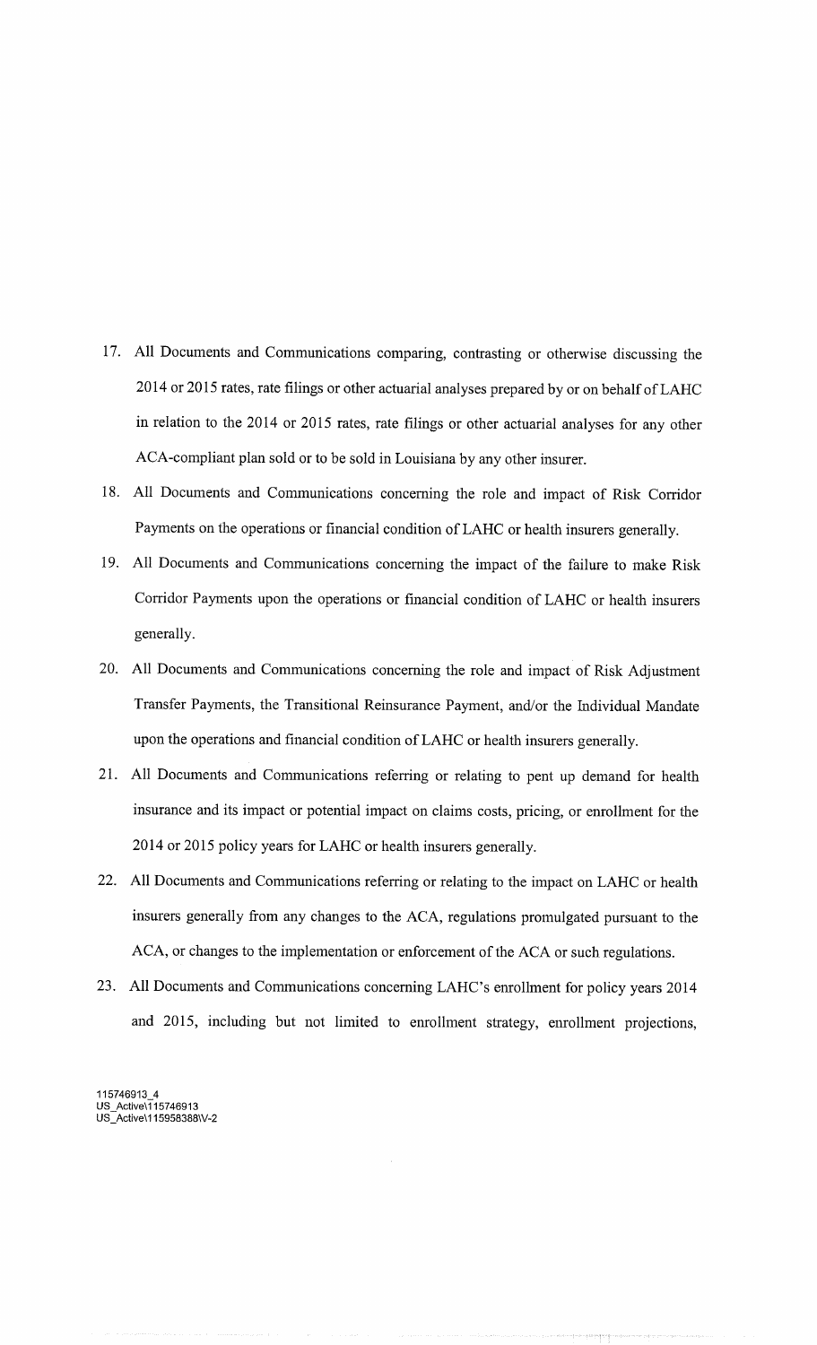17. All Documents and Communications comparing, contrasting or otherwise discussing the 2014 or 2015 rates, rate filings or other actuarial analyses prepared by or on behalf of LAHC in relation to the 2014 or 2015 rates, rate filings or other actuarial analyses for any other ACA-compliant plan sold or to be sold in Louisiana by any other insurer.
18. All Documents and Communications concerning the role and impact of Risk Corridor Payments on the operations or financial condition of LAHC or health insurers generally.
19. All Documents and Communications concerning the impact of the failure to make Risk Corridor Payments upon the operations or financial condition of LAHC or health insurers generally.
20. All Documents and Communications concerning the role and impact of Risk Adjustment Transfer Payments, the Transitional Reinsurance Payment, and/or the Individual Mandate upon the operations and financial condition of LAHC or health insurers generally.
21. All Documents and Communications referring or relating to pent up demand for health insurance and its impact or potential impact on claims costs, pricing, or enrollment for the 2014 or 2015 policy years for LAHC or health insurers generally.
22. All Documents and Communications referring or relating to the impact on LAHC or health insurers generally from any changes to the ACA, regulations promulgated pursuant to the ACA, or changes to the implementation or enforcement of the ACA or such regulations.
23. All Documents and Communications concerning LAHC's enrollment for policy years 2014 and 2015, including but not limited to enrollment strategy, enrollment projections,

115746913_4
US_Active\115746913
US_Active\115958388\V-2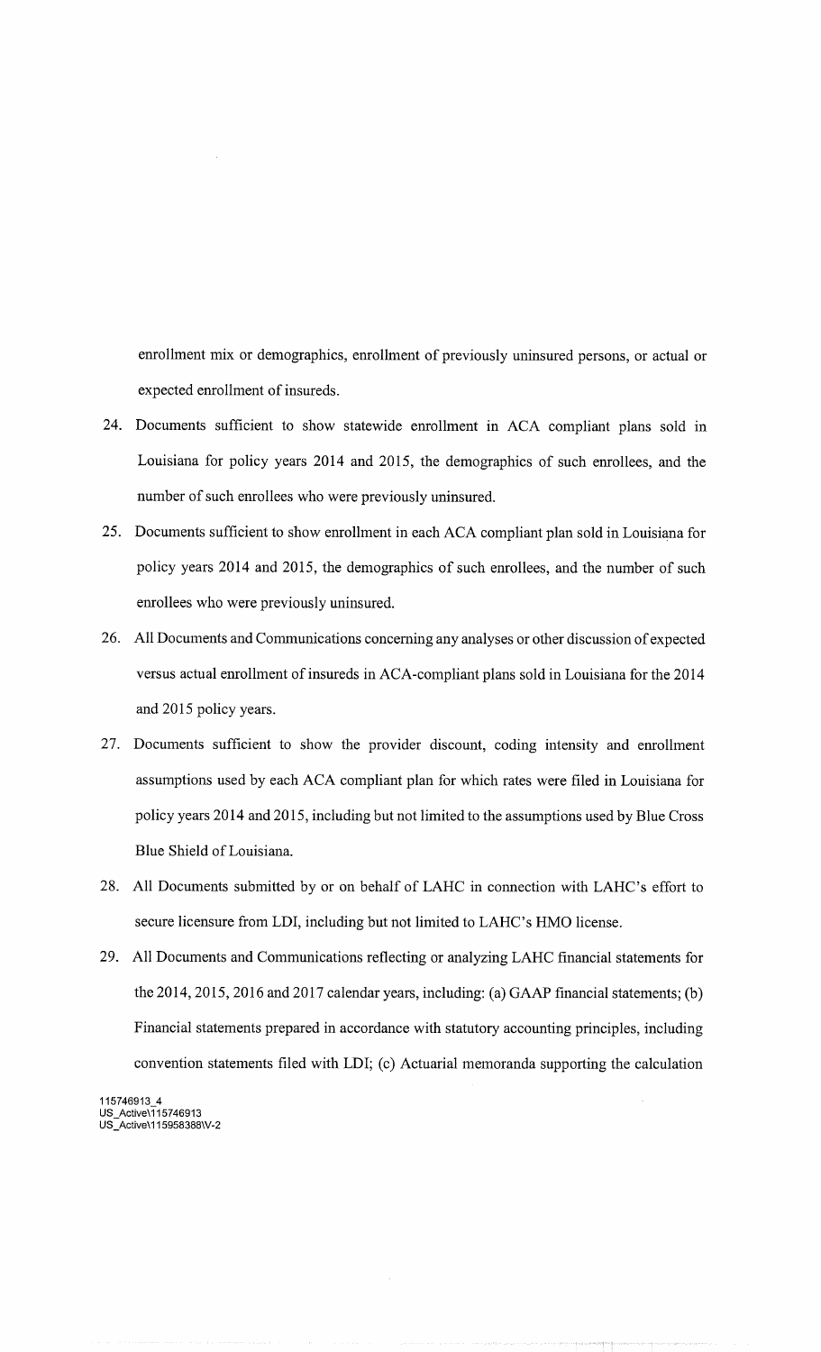enrollment mix or demographics, enrollment of previously uninsured persons, or actual or expected enrollment of insureds.

24. Documents sufficient to show statewide enrollment in ACA compliant plans sold in Louisiana for policy years 2014 and 2015, the demographics of such enrollees, and the number of such enrollees who were previously uninsured.

25. Documents sufficient to show enrollment in each ACA compliant plan sold in Louisiana for policy years 2014 and 2015, the demographics of such enrollees, and the number of such enrollees who were previously uninsured.

26. All Documents and Communications concerning any analyses or other discussion of expected versus actual enrollment of insureds in ACA-compliant plans sold in Louisiana for the 2014 and 2015 policy years.

27. Documents sufficient to show the provider discount, coding intensity and enrollment assumptions used by each ACA compliant plan for which rates were filed in Louisiana for policy years 2014 and 2015, including but not limited to the assumptions used by Blue Cross Blue Shield of Louisiana.

28. All Documents submitted by or on behalf of LAHC in connection with LAHC's effort to secure licensure from LDI, including but not limited to LAHC's HMO license.

29. All Documents and Communications reflecting or analyzing LAHC financial statements for the 2014, 2015, 2016 and 2017 calendar years, including: (a) GAAP financial statements; (b) Financial statements prepared in accordance with statutory accounting principles, including convention statements filed with LDI; (c) Actuarial memoranda supporting the calculation

115746913_4
US_Active\115746913
US_Active\115958388\V-2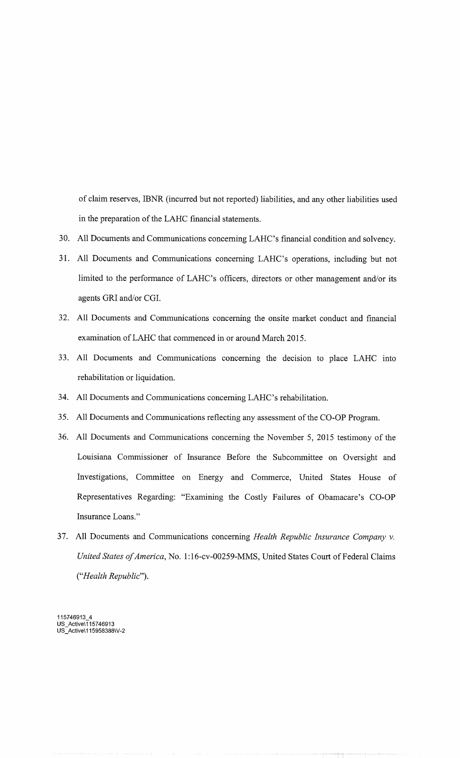of claim reserves, IBNR (incurred but not reported) liabilities, and any other liabilities used in the preparation of the LAHC financial statements.

30. All Documents and Communications concerning LAHC's financial condition and solvency.

31. All Documents and Communications concerning LAHC's operations, including but not limited to the performance of LAHC's officers, directors or other management and/or its agents GRI and/or CGI.

32. All Documents and Communications concerning the onsite market conduct and financial examination of LAHC that commenced in or around March 2015.

33. All Documents and Communications concerning the decision to place LAHC into rehabilitation or liquidation.

34. All Documents and Communications concerning LAHC's rehabilitation.

35. All Documents and Communications reflecting any assessment of the CO-OP Program.

36. All Documents and Communications concerning the November 5, 2015 testimony of the Louisiana Commissioner of Insurance Before the Subcommittee on Oversight and Investigations, Committee on Energy and Commerce, United States House of Representatives Regarding: "Examining the Costly Failures of Obamacare's CO-OP Insurance Loans."

37. All Documents and Communications concerning *Health Republic Insurance Company v. United States of America*, No. 1:16-cv-00259-MMS, United States Court of Federal Claims ("*Health Republic*").

115746913_4
US_Active\115746913
US_Active\115958388\V-2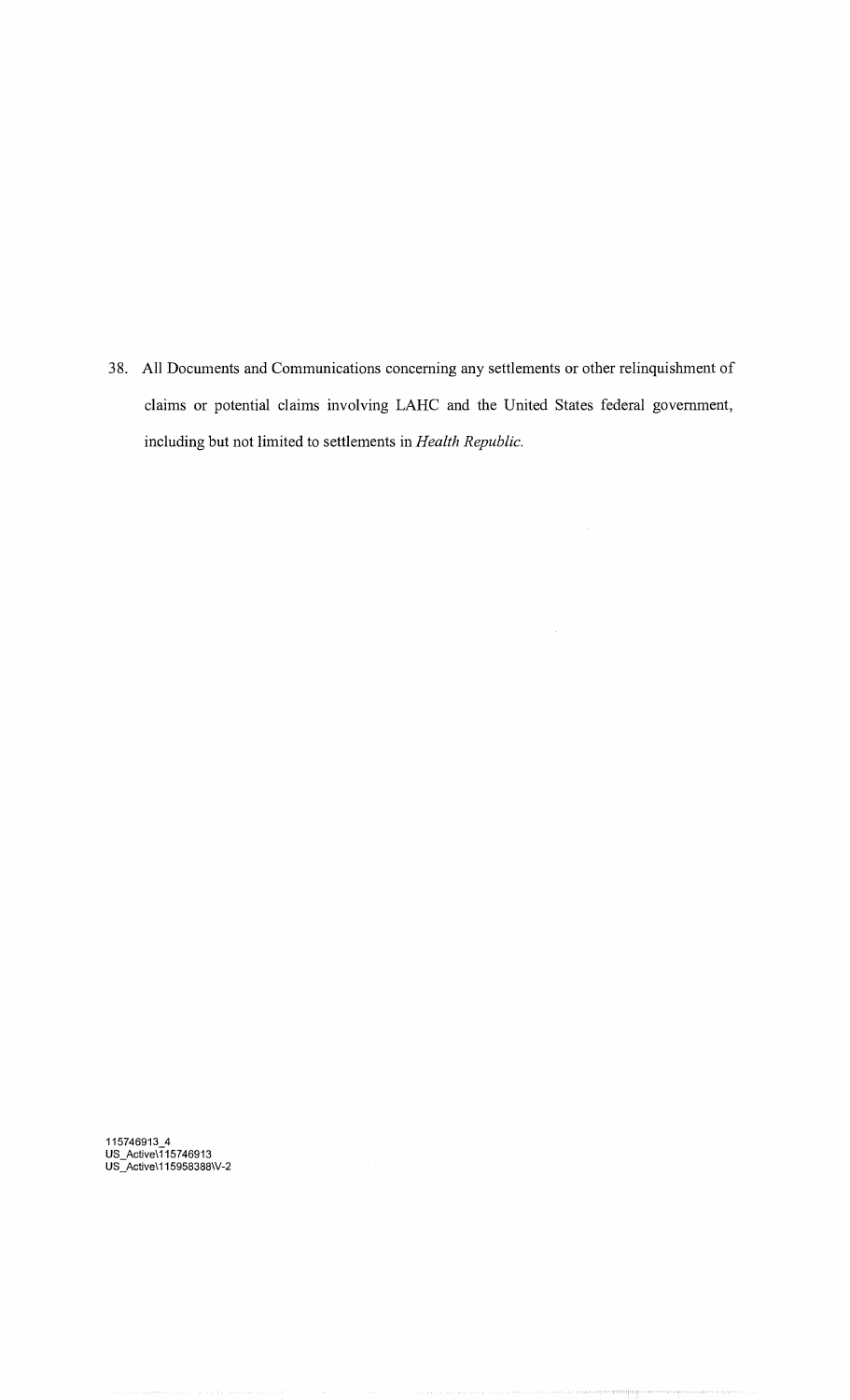38. All Documents and Communications concerning any settlements or other relinquishment of claims or potential claims involving LAHC and the United States federal government, including but not limited to settlements in *Health Republic.*

115746913_4
US_Active\115746913
US_Active\115958388\V-2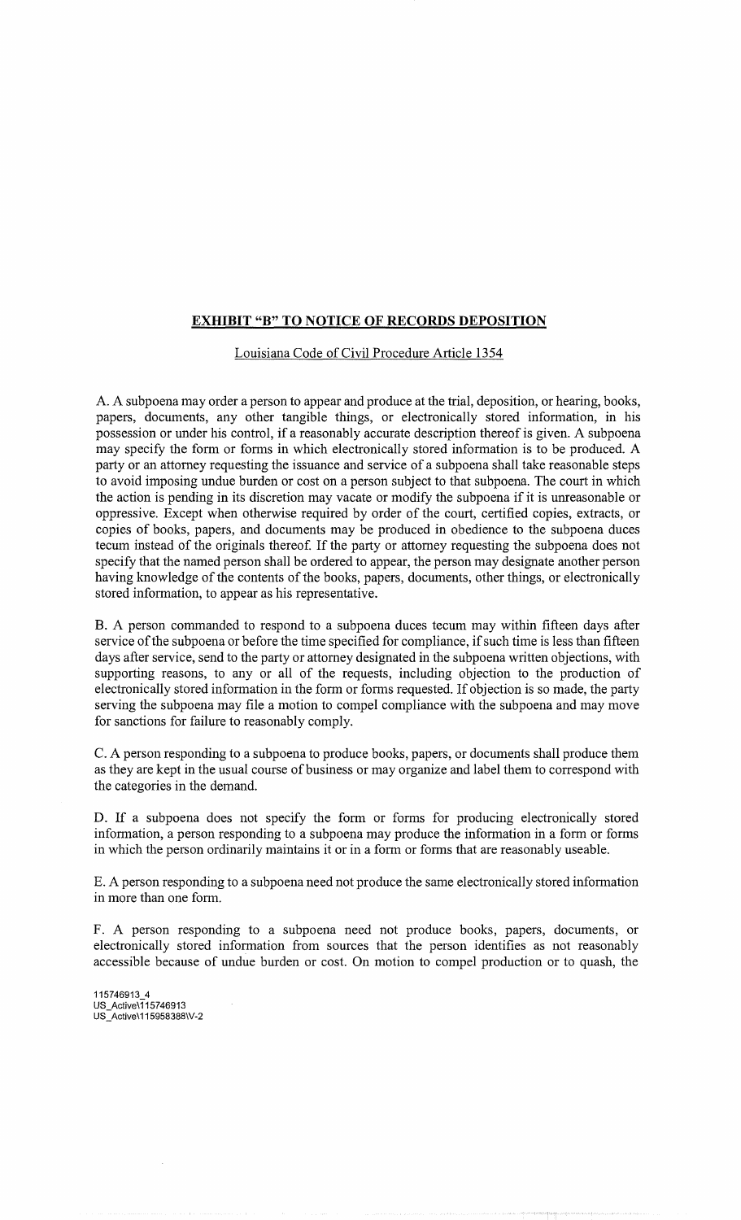## EXHIBIT "B" TO NOTICE OF RECORDS DEPOSITION

Louisiana Code of Civil Procedure Article 1354

A. A subpoena may order a person to appear and produce at the trial, deposition, or hearing, books, papers, documents, any other tangible things, or electronically stored information, in his possession or under his control, if a reasonably accurate description thereof is given. A subpoena may specify the form or forms in which electronically stored information is to be produced. A party or an attorney requesting the issuance and service of a subpoena shall take reasonable steps to avoid imposing undue burden or cost on a person subject to that subpoena. The court in which the action is pending in its discretion may vacate or modify the subpoena if it is unreasonable or oppressive. Except when otherwise required by order of the court, certified copies, extracts, or copies of books, papers, and documents may be produced in obedience to the subpoena duces tecum instead of the originals thereof. If the party or attorney requesting the subpoena does not specify that the named person shall be ordered to appear, the person may designate another person having knowledge of the contents of the books, papers, documents, other things, or electronically stored information, to appear as his representative.

B. A person commanded to respond to a subpoena duces tecum may within fifteen days after service of the subpoena or before the time specified for compliance, if such time is less than fifteen days after service, send to the party or attorney designated in the subpoena written objections, with supporting reasons, to any or all of the requests, including objection to the production of electronically stored information in the form or forms requested. If objection is so made, the party serving the subpoena may file a motion to compel compliance with the subpoena and may move for sanctions for failure to reasonably comply.

C. A person responding to a subpoena to produce books, papers, or documents shall produce them as they are kept in the usual course of business or may organize and label them to correspond with the categories in the demand.

D. If a subpoena does not specify the form or forms for producing electronically stored information, a person responding to a subpoena may produce the information in a form or forms in which the person ordinarily maintains it or in a form or forms that are reasonably useable.

E. A person responding to a subpoena need not produce the same electronically stored information in more than one form.

F. A person responding to a subpoena need not produce books, papers, documents, or electronically stored information from sources that the person identifies as not reasonably accessible because of undue burden or cost. On motion to compel production or to quash, the

115746913_4
US_Active\115746913
US_Active\115958388\V-2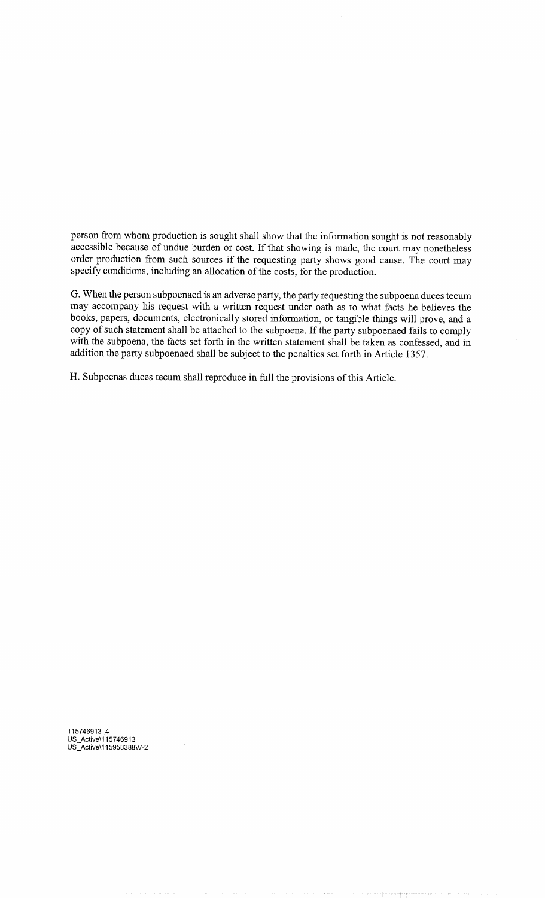person from whom production is sought shall show that the information sought is not reasonably accessible because of undue burden or cost. If that showing is made, the court may nonetheless order production from such sources if the requesting party shows good cause. The court may specify conditions, including an allocation of the costs, for the production.

G. When the person subpoenaed is an adverse party, the party requesting the subpoena duces tecum may accompany his request with a written request under oath as to what facts he believes the books, papers, documents, electronically stored information, or tangible things will prove, and a copy of such statement shall be attached to the subpoena. If the party subpoenaed fails to comply with the subpoena, the facts set forth in the written statement shall be taken as confessed, and in addition the party subpoenaed shall be subject to the penalties set forth in Article 1357.

H. Subpoenas duces tecum shall reproduce in full the provisions of this Article.

115746913_4
US_Active\115746913
US_Active\115958388\V-2